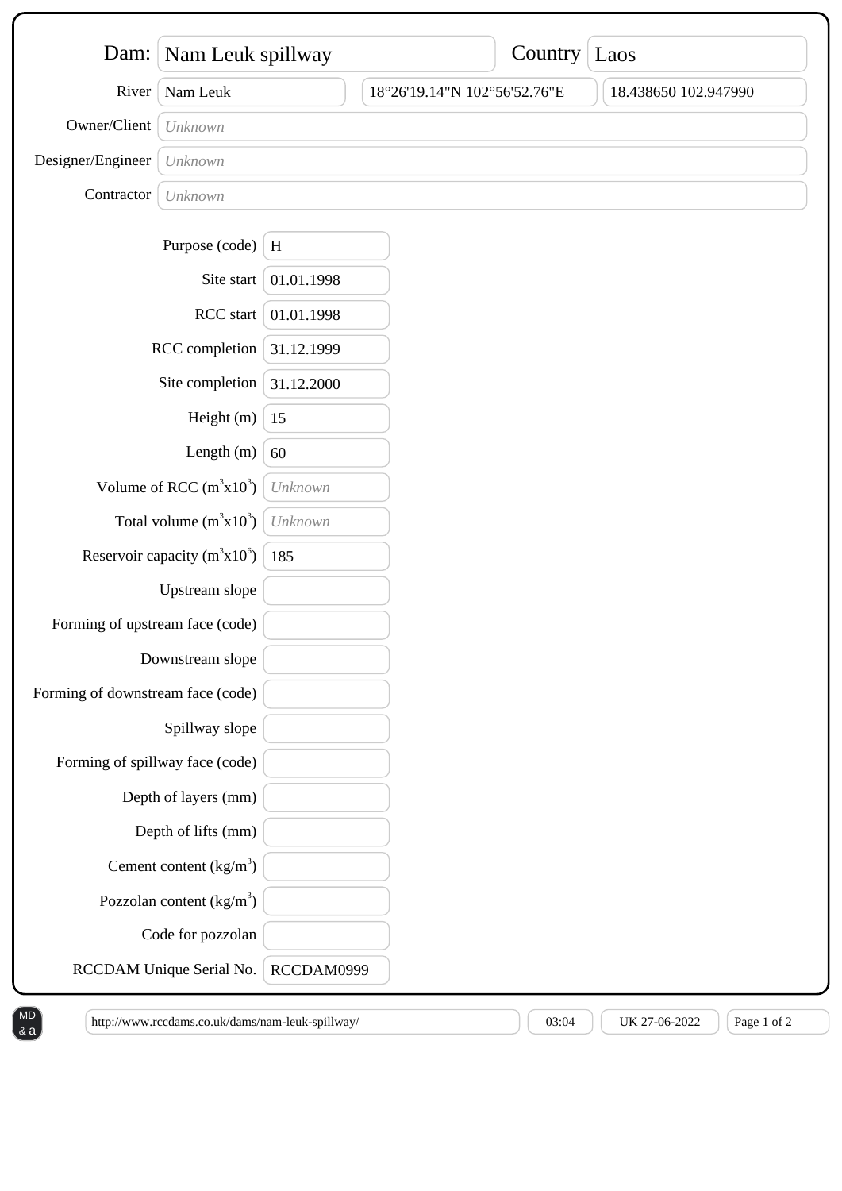| Field | Value |
| --- | --- |
| Dam: | Nam Leuk spillway |
| Country | Laos |
| River | Nam Leuk |
| Coordinates | 18°26'19.14"N 102°56'52.76"E |
| Decimal coordinates | 18.438650 102.947990 |
| Owner/Client | *Unknown* |
| Designer/Engineer | *Unknown* |
| Contractor | *Unknown* |

| Field | Value |
| --- | --- |
| Purpose (code) | H |
| Site start | 01.01.1998 |
| RCC start | 01.01.1998 |
| RCC completion | 31.12.1999 |
| Site completion | 31.12.2000 |
| Height (m) | 15 |
| Length (m) | 60 |
| Volume of RCC ($m^3x10^3$) | *Unknown* |
| Total volume ($m^3x10^3$) | *Unknown* |
| Reservoir capacity ($m^3x10^6$) | 185 |
| Upstream slope | |
| Forming of upstream face (code) | |
| Downstream slope | |
| Forming of downstream face (code) | |
| Spillway slope | |
| Forming of spillway face (code) | |
| Depth of layers (mm) | |
| Depth of lifts (mm) | |
| Cement content ($kg/m^3$) | |
| Pozzolan content ($kg/m^3$) | |
| Code for pozzolan | |
| RCCDAM Unique Serial No. | RCCDAM0999 |

http://www.rccdams.co.uk/dams/nam-leuk-spillway/ | 03:04 | UK 27-06-2022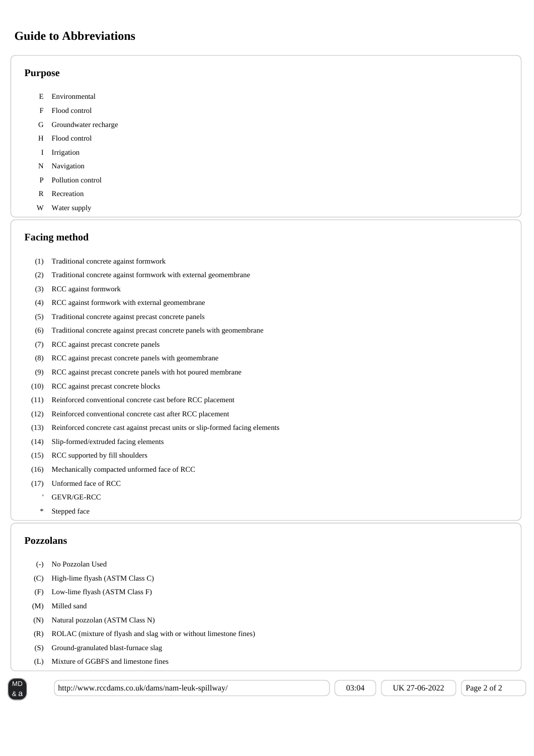## Guide to Abbreviations

### Purpose

- E Environmental
- F Flood control
- G Groundwater recharge
- H Flood control
- I Irrigation
- N Navigation
- P Pollution control
- R Recreation
- W Water supply

### Facing method

- (1) Traditional concrete against formwork
- (2) Traditional concrete against formwork with external geomembrane
- (3) RCC against formwork
- (4) RCC against formwork with external geomembrane
- (5) Traditional concrete against precast concrete panels
- (6) Traditional concrete against precast concrete panels with geomembrane
- (7) RCC against precast concrete panels
- (8) RCC against precast concrete panels with geomembrane
- (9) RCC against precast concrete panels with hot poured membrane
- (10) RCC against precast concrete blocks
- (11) Reinforced conventional concrete cast before RCC placement
- (12) Reinforced conventional concrete cast after RCC placement
- (13) Reinforced concrete cast against precast units or slip-formed facing elements
- (14) Slip-formed/extruded facing elements
- (15) RCC supported by fill shoulders
- (16) Mechanically compacted unformed face of RCC
- (17) Unformed face of RCC
- ' GEVR/GE-RCC
- * Stepped face

### Pozzolans

- (-) No Pozzolan Used
- (C) High-lime flyash (ASTM Class C)
- (F) Low-lime flyash (ASTM Class F)
- (M) Milled sand
- (N) Natural pozzolan (ASTM Class N)
- (R) ROLAC (mixture of flyash and slag with or without limestone fines)
- (S) Ground-granulated blast-furnace slag
- (L) Mixture of GGBFS and limestone fines